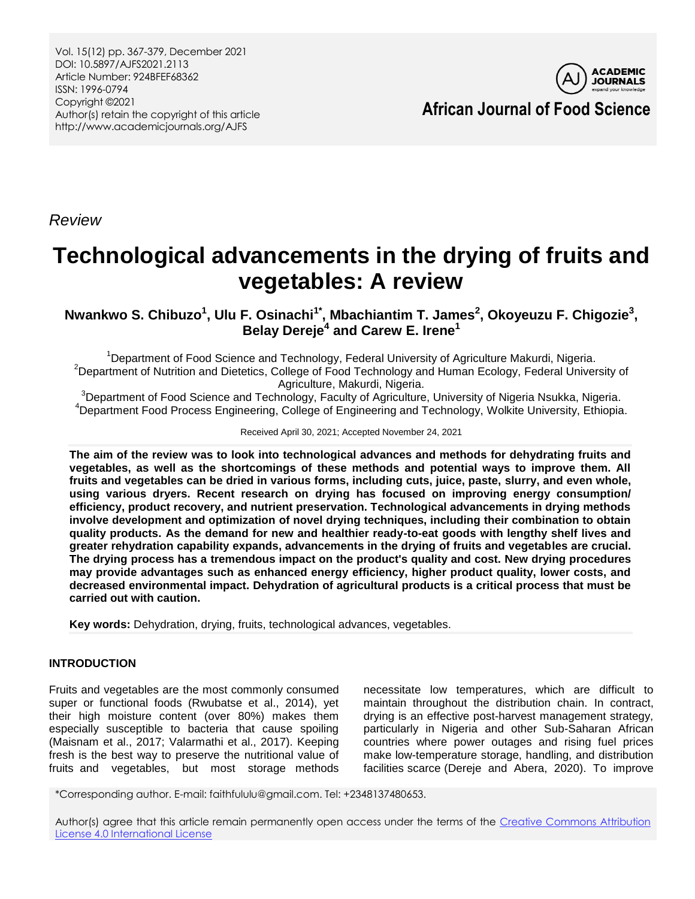*Review*

# Technological advancements in the drying of fruits and vegetables: A review

**Nwankwo S. Chibuzo[1], Ulu F. Osinachi[1*], Mbachiantim T. James[2], Okoyeuzu F. Chigozie[3], Belay Dereje[4] and Carew E. Irene[1]**

[1]Department of Food Science and Technology, Federal University of Agriculture Makurdi, Nigeria.
[2]Department of Nutrition and Dietetics, College of Food Technology and Human Ecology, Federal University of Agriculture, Makurdi, Nigeria.
[3]Department of Food Science and Technology, Faculty of Agriculture, University of Nigeria Nsukka, Nigeria.
[4]Department Food Process Engineering, College of Engineering and Technology, Wolkite University, Ethiopia.

Received April 30, 2021; Accepted November 24, 2021

**The aim of the review was to look into technological advances and methods for dehydrating fruits and vegetables, as well as the shortcomings of these methods and potential ways to improve them. All fruits and vegetables can be dried in various forms, including cuts, juice, paste, slurry, and even whole, using various dryers. Recent research on drying has focused on improving energy consumption/ efficiency, product recovery, and nutrient preservation. Technological advancements in drying methods involve development and optimization of novel drying techniques, including their combination to obtain quality products. As the demand for new and healthier ready-to-eat goods with lengthy shelf lives and greater rehydration capability expands, advancements in the drying of fruits and vegetables are crucial. The drying process has a tremendous impact on the product's quality and cost. New drying procedures may provide advantages such as enhanced energy efficiency, higher product quality, lower costs, and decreased environmental impact. Dehydration of agricultural products is a critical process that must be carried out with caution.**

**Key words:** Dehydration, drying, fruits, technological advances, vegetables.

## INTRODUCTION

Fruits and vegetables are the most commonly consumed super or functional foods (Rwubatse et al., 2014), yet their high moisture content (over 80%) makes them especially susceptible to bacteria that cause spoiling (Maisnam et al., 2017; Valarmathi et al., 2017). Keeping fresh is the best way to preserve the nutritional value of fruits and vegetables, but most storage methods necessitate low temperatures, which are difficult to maintain throughout the distribution chain. In contract, drying is an effective post-harvest management strategy, particularly in Nigeria and other Sub-Saharan African countries where power outages and rising fuel prices make low-temperature storage, handling, and distribution facilities scarce (Dereje and Abera, 2020). To improve

*Corresponding author. E-mail: faithfululu@gmail.com. Tel: +2348137480653.

Author(s) agree that this article remain permanently open access under the terms of the Creative Commons Attribution License 4.0 International License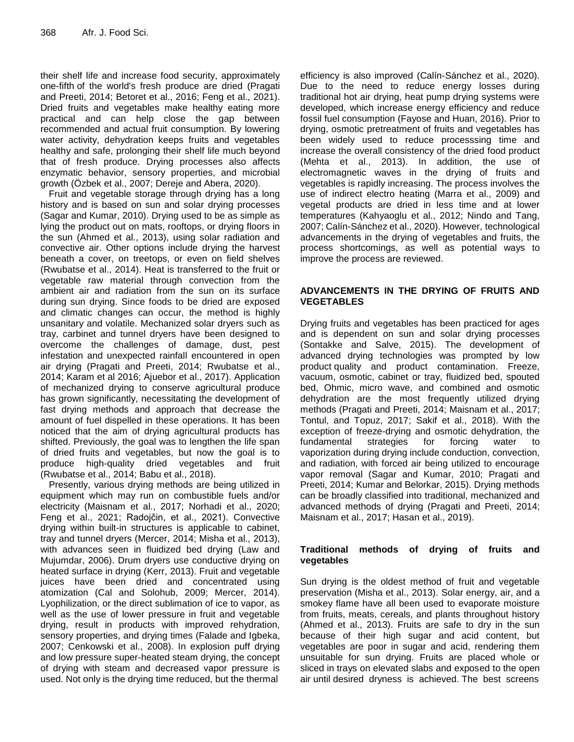their shelf life and increase food security, approximately one-fifth of the world's fresh produce are dried (Pragati and Preeti, 2014; Betoret et al., 2016; Feng et al., 2021). Dried fruits and vegetables make healthy eating more practical and can help close the gap between recommended and actual fruit consumption. By lowering water activity, dehydration keeps fruits and vegetables healthy and safe, prolonging their shelf life much beyond that of fresh produce. Drying processes also affects enzymatic behavior, sensory properties, and microbial growth (Özbek et al., 2007; Dereje and Abera, 2020).

Fruit and vegetable storage through drying has a long history and is based on sun and solar drying processes (Sagar and Kumar, 2010). Drying used to be as simple as lying the product out on mats, rooftops, or drying floors in the sun (Ahmed et al., 2013), using solar radiation and convective air. Other options include drying the harvest beneath a cover, on treetops, or even on field shelves (Rwubatse et al., 2014). Heat is transferred to the fruit or vegetable raw material through convection from the ambient air and radiation from the sun on its surface during sun drying. Since foods to be dried are exposed and climatic changes can occur, the method is highly unsanitary and volatile. Mechanized solar dryers such as tray, carbinet and tunnel dryers have been designed to overcome the challenges of damage, dust, pest infestation and unexpected rainfall encountered in open air drying (Pragati and Preeti, 2014; Rwubatse et al., 2014; Karam et al 2016; Ajuebor et al., 2017). Application of mechanized drying to conserve agricultural produce has grown significantly, necessitating the development of fast drying methods and approach that decrease the amount of fuel dispelled in these operations. It has been noticed that the aim of drying agricultural products has shifted. Previously, the goal was to lengthen the life span of dried fruits and vegetables, but now the goal is to produce high-quality dried vegetables and fruit (Rwubatse et al., 2014; Babu et al., 2018).

Presently, various drying methods are being utilized in equipment which may run on combustible fuels and/or electricity (Maisnam et al., 2017; Norhadi et al., 2020; Feng et al., 2021; Radojčin, et al., 2021). Convective drying within built-in structures is applicable to cabinet, tray and tunnel dryers (Mercer, 2014; Misha et al., 2013), with advances seen in fluidized bed drying (Law and Mujumdar, 2006). Drum dryers use conductive drying on heated surface in drying (Kerr, 2013). Fruit and vegetable juices have been dried and concentrated using atomization (Cal and Solohub, 2009; Mercer, 2014). Lyophilization, or the direct sublimation of ice to vapor, as well as the use of lower pressure in fruit and vegetable drying, result in products with improved rehydration, sensory properties, and drying times (Falade and Igbeka, 2007; Cenkowski et al., 2008). In explosion puff drying and low pressure super-heated steam drying, the concept of drying with steam and decreased vapor pressure is used. Not only is the drying time reduced, but the thermal efficiency is also improved (Calín-Sánchez et al., 2020). Due to the need to reduce energy losses during traditional hot air drying, heat pump drying systems were developed, which increase energy efficiency and reduce fossil fuel consumption (Fayose and Huan, 2016). Prior to drying, osmotic pretreatment of fruits and vegetables has been widely used to reduce processsing time and increase the overall consistency of the dried food product (Mehta et al., 2013). In addition, the use of electromagnetic waves in the drying of fruits and vegetables is rapidly increasing. The process involves the use of indirect electro heating (Marra et al., 2009) and vegetal products are dried in less time and at lower temperatures (Kahyaoglu et al., 2012; Nindo and Tang, 2007; Calín-Sánchez et al., 2020). However, technological advancements in the drying of vegetables and fruits, the process shortcomings, as well as potential ways to improve the process are reviewed.

## ADVANCEMENTS IN THE DRYING OF FRUITS AND VEGETABLES

Drying fruits and vegetables has been practiced for ages and is dependent on sun and solar drying processes (Sontakke and Salve, 2015). The development of advanced drying technologies was prompted by low product quality and product contamination. Freeze, vacuum, osmotic, cabinet or tray, fluidized bed, spouted bed, Ohmic, micro wave, and combined and osmotic dehydration are the most frequently utilized drying methods (Pragati and Preeti, 2014; Maisnam et al., 2017; Tontul, and Topuz, 2017; Sakif et al., 2018). With the exception of freeze-drying and osmotic dehydration, the fundamental strategies for forcing water to vaporization during drying include conduction, convection, and radiation, with forced air being utilized to encourage vapor removal (Sagar and Kumar, 2010; Pragati and Preeti, 2014; Kumar and Belorkar, 2015). Drying methods can be broadly classified into traditional, mechanized and advanced methods of drying (Pragati and Preeti, 2014; Maisnam et al., 2017; Hasan et al., 2019).

### Traditional methods of drying of fruits and vegetables

Sun drying is the oldest method of fruit and vegetable preservation (Misha et al., 2013). Solar energy, air, and a smokey flame have all been used to evaporate moisture from fruits, meats, cereals, and plants throughout history (Ahmed et al., 2013). Fruits are safe to dry in the sun because of their high sugar and acid content, but vegetables are poor in sugar and acid, rendering them unsuitable for sun drying. Fruits are placed whole or sliced in trays on elevated slabs and exposed to the open air until desired dryness is achieved. The best screens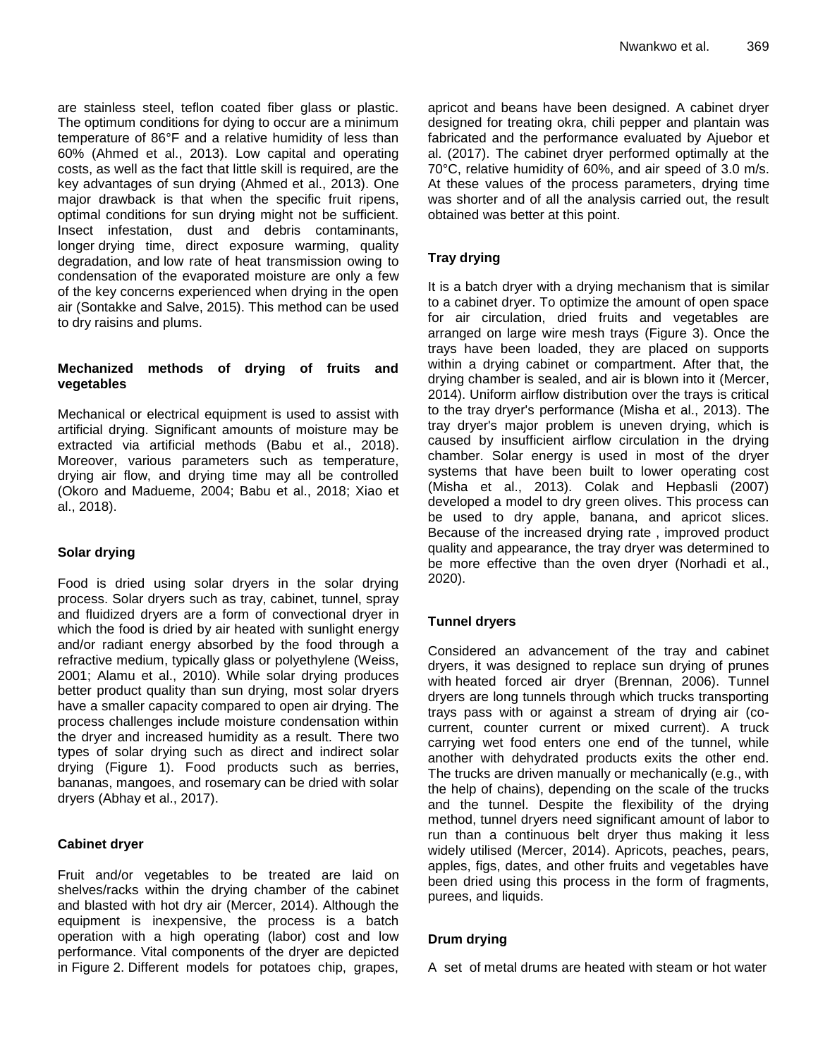are stainless steel, teflon coated fiber glass or plastic. The optimum conditions for dying to occur are a minimum temperature of 86°F and a relative humidity of less than 60% (Ahmed et al., 2013). Low capital and operating costs, as well as the fact that little skill is required, are the key advantages of sun drying (Ahmed et al., 2013). One major drawback is that when the specific fruit ripens, optimal conditions for sun drying might not be sufficient. Insect infestation, dust and debris contaminants, longer drying time, direct exposure warming, quality degradation, and low rate of heat transmission owing to condensation of the evaporated moisture are only a few of the key concerns experienced when drying in the open air (Sontakke and Salve, 2015). This method can be used to dry raisins and plums.

### Mechanized methods of drying of fruits and vegetables

Mechanical or electrical equipment is used to assist with artificial drying. Significant amounts of moisture may be extracted via artificial methods (Babu et al., 2018). Moreover, various parameters such as temperature, drying air flow, and drying time may all be controlled (Okoro and Madueme, 2004; Babu et al., 2018; Xiao et al., 2018).

### Solar drying

Food is dried using solar dryers in the solar drying process. Solar dryers such as tray, cabinet, tunnel, spray and fluidized dryers are a form of convectional dryer in which the food is dried by air heated with sunlight energy and/or radiant energy absorbed by the food through a refractive medium, typically glass or polyethylene (Weiss, 2001; Alamu et al., 2010). While solar drying produces better product quality than sun drying, most solar dryers have a smaller capacity compared to open air drying. The process challenges include moisture condensation within the dryer and increased humidity as a result. There two types of solar drying such as direct and indirect solar drying (Figure 1). Food products such as berries, bananas, mangoes, and rosemary can be dried with solar dryers (Abhay et al., 2017).

### Cabinet dryer

Fruit and/or vegetables to be treated are laid on shelves/racks within the drying chamber of the cabinet and blasted with hot dry air (Mercer, 2014). Although the equipment is inexpensive, the process is a batch operation with a high operating (labor) cost and low performance. Vital components of the dryer are depicted in Figure 2. Different models for potatoes chip, grapes, apricot and beans have been designed. A cabinet dryer designed for treating okra, chili pepper and plantain was fabricated and the performance evaluated by Ajuebor et al. (2017). The cabinet dryer performed optimally at the 70°C, relative humidity of 60%, and air speed of 3.0 m/s. At these values of the process parameters, drying time was shorter and of all the analysis carried out, the result obtained was better at this point.

### Tray drying

It is a batch dryer with a drying mechanism that is similar to a cabinet dryer. To optimize the amount of open space for air circulation, dried fruits and vegetables are arranged on large wire mesh trays (Figure 3). Once the trays have been loaded, they are placed on supports within a drying cabinet or compartment. After that, the drying chamber is sealed, and air is blown into it (Mercer, 2014). Uniform airflow distribution over the trays is critical to the tray dryer's performance (Misha et al., 2013). The tray dryer's major problem is uneven drying, which is caused by insufficient airflow circulation in the drying chamber. Solar energy is used in most of the dryer systems that have been built to lower operating cost (Misha et al., 2013). Colak and Hepbasli (2007) developed a model to dry green olives. This process can be used to dry apple, banana, and apricot slices. Because of the increased drying rate , improved product quality and appearance, the tray dryer was determined to be more effective than the oven dryer (Norhadi et al., 2020).

### Tunnel dryers

Considered an advancement of the tray and cabinet dryers, it was designed to replace sun drying of prunes with heated forced air dryer (Brennan, 2006). Tunnel dryers are long tunnels through which trucks transporting trays pass with or against a stream of drying air (co-current, counter current or mixed current). A truck carrying wet food enters one end of the tunnel, while another with dehydrated products exits the other end. The trucks are driven manually or mechanically (e.g., with the help of chains), depending on the scale of the trucks and the tunnel. Despite the flexibility of the drying method, tunnel dryers need significant amount of labor to run than a continuous belt dryer thus making it less widely utilised (Mercer, 2014). Apricots, peaches, pears, apples, figs, dates, and other fruits and vegetables have been dried using this process in the form of fragments, purees, and liquids.

### Drum drying

A set of metal drums are heated with steam or hot water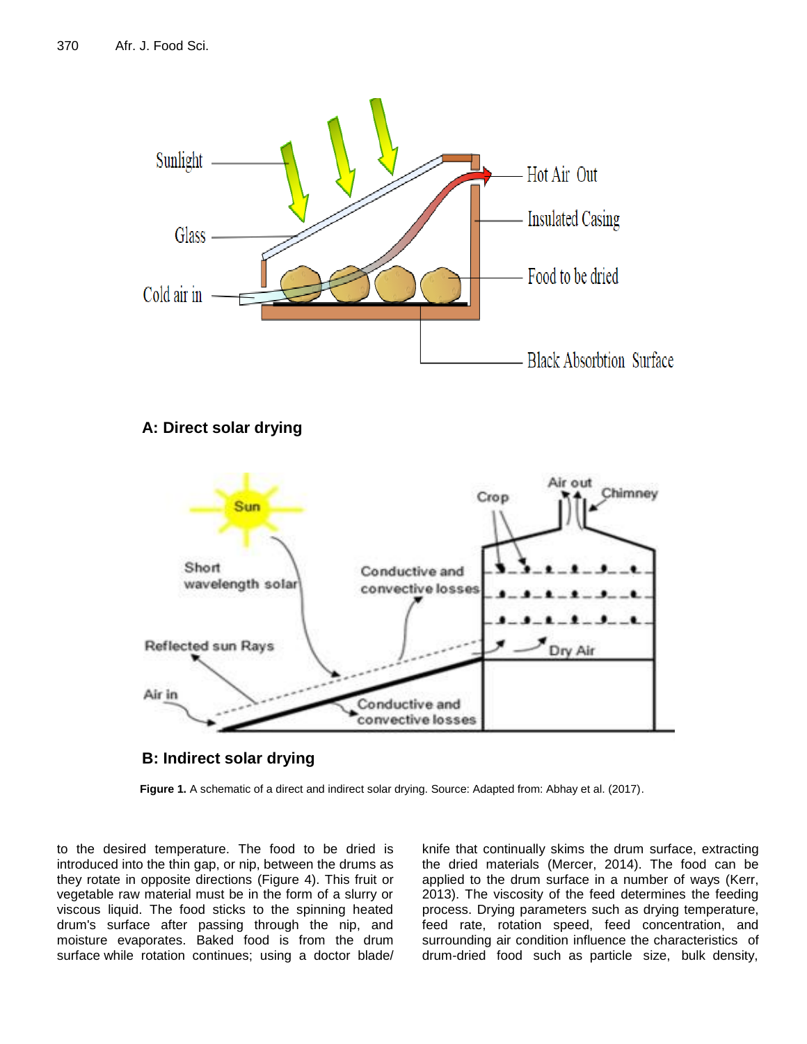**A: Direct solar drying**

**B: Indirect solar drying**

**Figure 1.** A schematic of a direct and indirect solar drying. Source: Adapted from: Abhay et al. (2017).

to the desired temperature. The food to be dried is introduced into the thin gap, or nip, between the drums as they rotate in opposite directions (Figure 4). This fruit or vegetable raw material must be in the form of a slurry or viscous liquid. The food sticks to the spinning heated drum's surface after passing through the nip, and moisture evaporates. Baked food is from the drum surface while rotation continues; using a doctor blade/ knife that continually skims the drum surface, extracting the dried materials (Mercer, 2014). The food can be applied to the drum surface in a number of ways (Kerr, 2013). The viscosity of the feed determines the feeding process. Drying parameters such as drying temperature, feed rate, rotation speed, feed concentration, and surrounding air condition influence the characteristics of drum-dried food such as particle size, bulk density,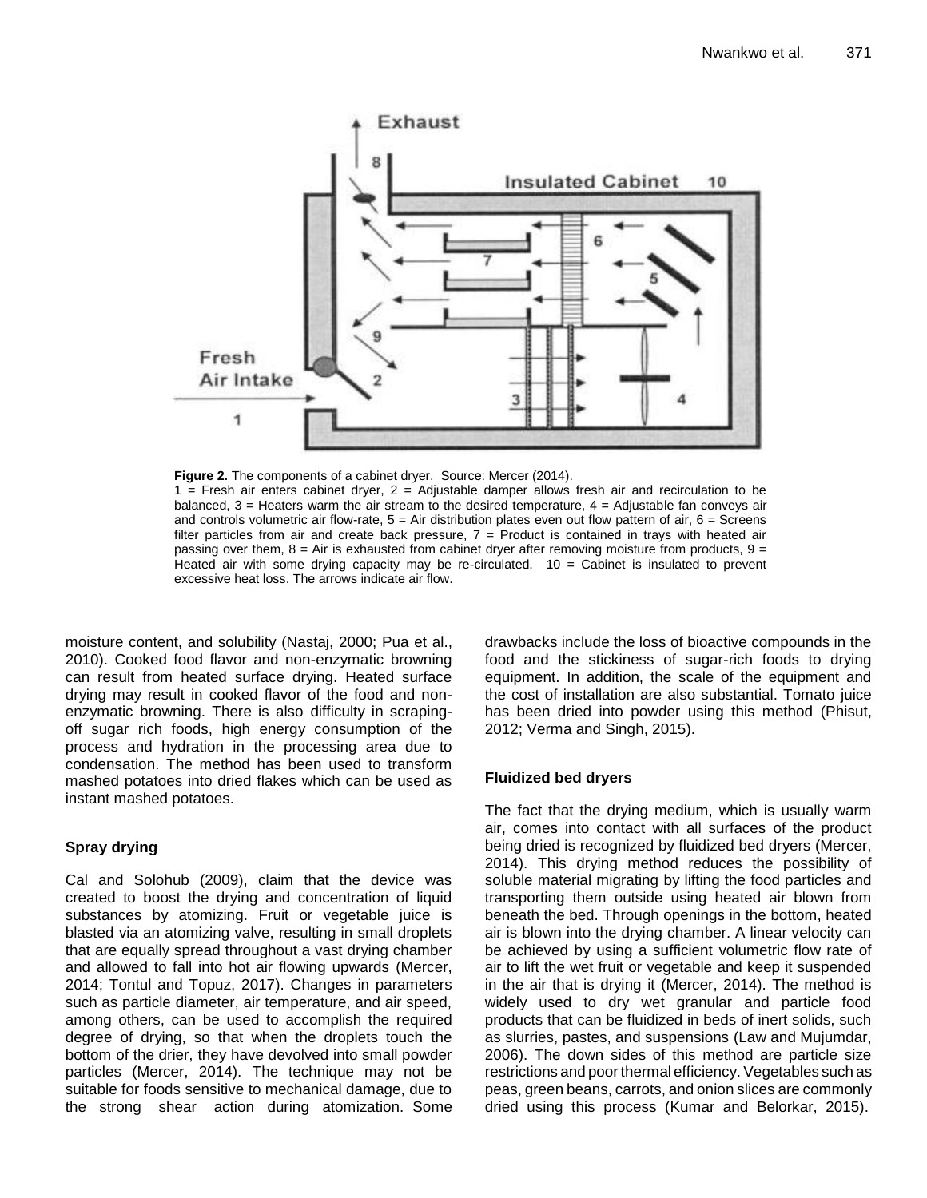**Figure 2.** The components of a cabinet dryer. Source: Mercer (2014).
1 = Fresh air enters cabinet dryer, 2 = Adjustable damper allows fresh air and recirculation to be balanced, 3 = Heaters warm the air stream to the desired temperature, 4 = Adjustable fan conveys air and controls volumetric air flow-rate, 5 = Air distribution plates even out flow pattern of air, 6 = Screens filter particles from air and create back pressure, 7 = Product is contained in trays with heated air passing over them, 8 = Air is exhausted from cabinet dryer after removing moisture from products, 9 = Heated air with some drying capacity may be re-circulated, 10 = Cabinet is insulated to prevent excessive heat loss. The arrows indicate air flow.

moisture content, and solubility (Nastaj, 2000; Pua et al., 2010). Cooked food flavor and non-enzymatic browning can result from heated surface drying. Heated surface drying may result in cooked flavor of the food and non-enzymatic browning. There is also difficulty in scraping-off sugar rich foods, high energy consumption of the process and hydration in the processing area due to condensation. The method has been used to transform mashed potatoes into dried flakes which can be used as instant mashed potatoes.

### Spray drying

Cal and Solohub (2009), claim that the device was created to boost the drying and concentration of liquid substances by atomizing. Fruit or vegetable juice is blasted via an atomizing valve, resulting in small droplets that are equally spread throughout a vast drying chamber and allowed to fall into hot air flowing upwards (Mercer, 2014; Tontul and Topuz, 2017). Changes in parameters such as particle diameter, air temperature, and air speed, among others, can be used to accomplish the required degree of drying, so that when the droplets touch the bottom of the drier, they have devolved into small powder particles (Mercer, 2014). The technique may not be suitable for foods sensitive to mechanical damage, due to the strong shear action during atomization. Some drawbacks include the loss of bioactive compounds in the food and the stickiness of sugar-rich foods to drying equipment. In addition, the scale of the equipment and the cost of installation are also substantial. Tomato juice has been dried into powder using this method (Phisut, 2012; Verma and Singh, 2015).

### Fluidized bed dryers

The fact that the drying medium, which is usually warm air, comes into contact with all surfaces of the product being dried is recognized by fluidized bed dryers (Mercer, 2014). This drying method reduces the possibility of soluble material migrating by lifting the food particles and transporting them outside using heated air blown from beneath the bed. Through openings in the bottom, heated air is blown into the drying chamber. A linear velocity can be achieved by using a sufficient volumetric flow rate of air to lift the wet fruit or vegetable and keep it suspended in the air that is drying it (Mercer, 2014). The method is widely used to dry wet granular and particle food products that can be fluidized in beds of inert solids, such as slurries, pastes, and suspensions (Law and Mujumdar, 2006). The down sides of this method are particle size restrictions and poor thermal efficiency. Vegetables such as peas, green beans, carrots, and onion slices are commonly dried using this process (Kumar and Belorkar, 2015).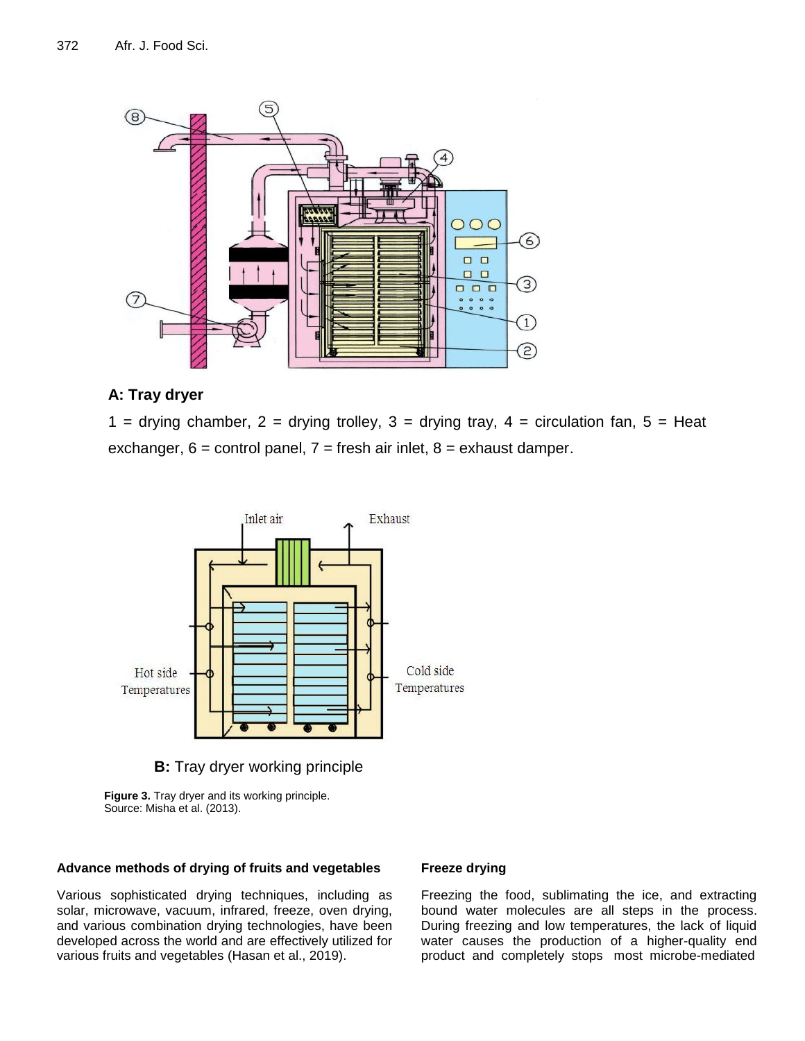**A: Tray dryer**

1 = drying chamber, 2 = drying trolley, 3 = drying tray, 4 = circulation fan, 5 = Heat exchanger, 6 = control panel, 7 = fresh air inlet, 8 = exhaust damper.

**B:** Tray dryer working principle

**Figure 3.** Tray dryer and its working principle.
Source: Misha et al. (2013).

### Advance methods of drying of fruits and vegetables

Various sophisticated drying techniques, including as solar, microwave, vacuum, infrared, freeze, oven drying, and various combination drying technologies, have been developed across the world and are effectively utilized for various fruits and vegetables (Hasan et al., 2019).

### Freeze drying

Freezing the food, sublimating the ice, and extracting bound water molecules are all steps in the process. During freezing and low temperatures, the lack of liquid water causes the production of a higher-quality end product and completely stops most microbe-mediated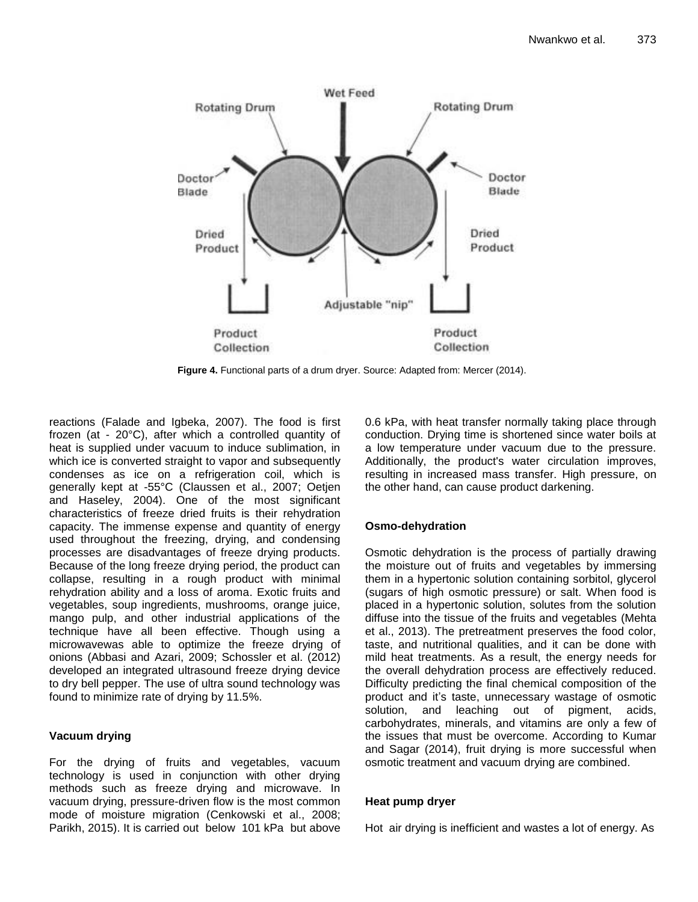Figure 4. Functional parts of a drum dryer. Source: Adapted from: Mercer (2014).

reactions (Falade and Igbeka, 2007). The food is first frozen (at - 20°C), after which a controlled quantity of heat is supplied under vacuum to induce sublimation, in which ice is converted straight to vapor and subsequently condenses as ice on a refrigeration coil, which is generally kept at -55°C (Claussen et al., 2007; Oetjen and Haseley, 2004). One of the most significant characteristics of freeze dried fruits is their rehydration capacity. The immense expense and quantity of energy used throughout the freezing, drying, and condensing processes are disadvantages of freeze drying products. Because of the long freeze drying period, the product can collapse, resulting in a rough product with minimal rehydration ability and a loss of aroma. Exotic fruits and vegetables, soup ingredients, mushrooms, orange juice, mango pulp, and other industrial applications of the technique have all been effective. Though using a microwavewas able to optimize the freeze drying of onions (Abbasi and Azari, 2009; Schossler et al. (2012) developed an integrated ultrasound freeze drying device to dry bell pepper. The use of ultra sound technology was found to minimize rate of drying by 11.5%.

### Vacuum drying

For the drying of fruits and vegetables, vacuum technology is used in conjunction with other drying methods such as freeze drying and microwave. In vacuum drying, pressure-driven flow is the most common mode of moisture migration (Cenkowski et al., 2008; Parikh, 2015). It is carried out below 101 kPa but above 0.6 kPa, with heat transfer normally taking place through conduction. Drying time is shortened since water boils at a low temperature under vacuum due to the pressure. Additionally, the product's water circulation improves, resulting in increased mass transfer. High pressure, on the other hand, can cause product darkening.

### Osmo-dehydration

Osmotic dehydration is the process of partially drawing the moisture out of fruits and vegetables by immersing them in a hypertonic solution containing sorbitol, glycerol (sugars of high osmotic pressure) or salt. When food is placed in a hypertonic solution, solutes from the solution diffuse into the tissue of the fruits and vegetables (Mehta et al., 2013). The pretreatment preserves the food color, taste, and nutritional qualities, and it can be done with mild heat treatments. As a result, the energy needs for the overall dehydration process are effectively reduced. Difficulty predicting the final chemical composition of the product and it's taste, unnecessary wastage of osmotic solution, and leaching out of pigment, acids, carbohydrates, minerals, and vitamins are only a few of the issues that must be overcome. According to Kumar and Sagar (2014), fruit drying is more successful when osmotic treatment and vacuum drying are combined.

### Heat pump dryer

Hot air drying is inefficient and wastes a lot of energy. As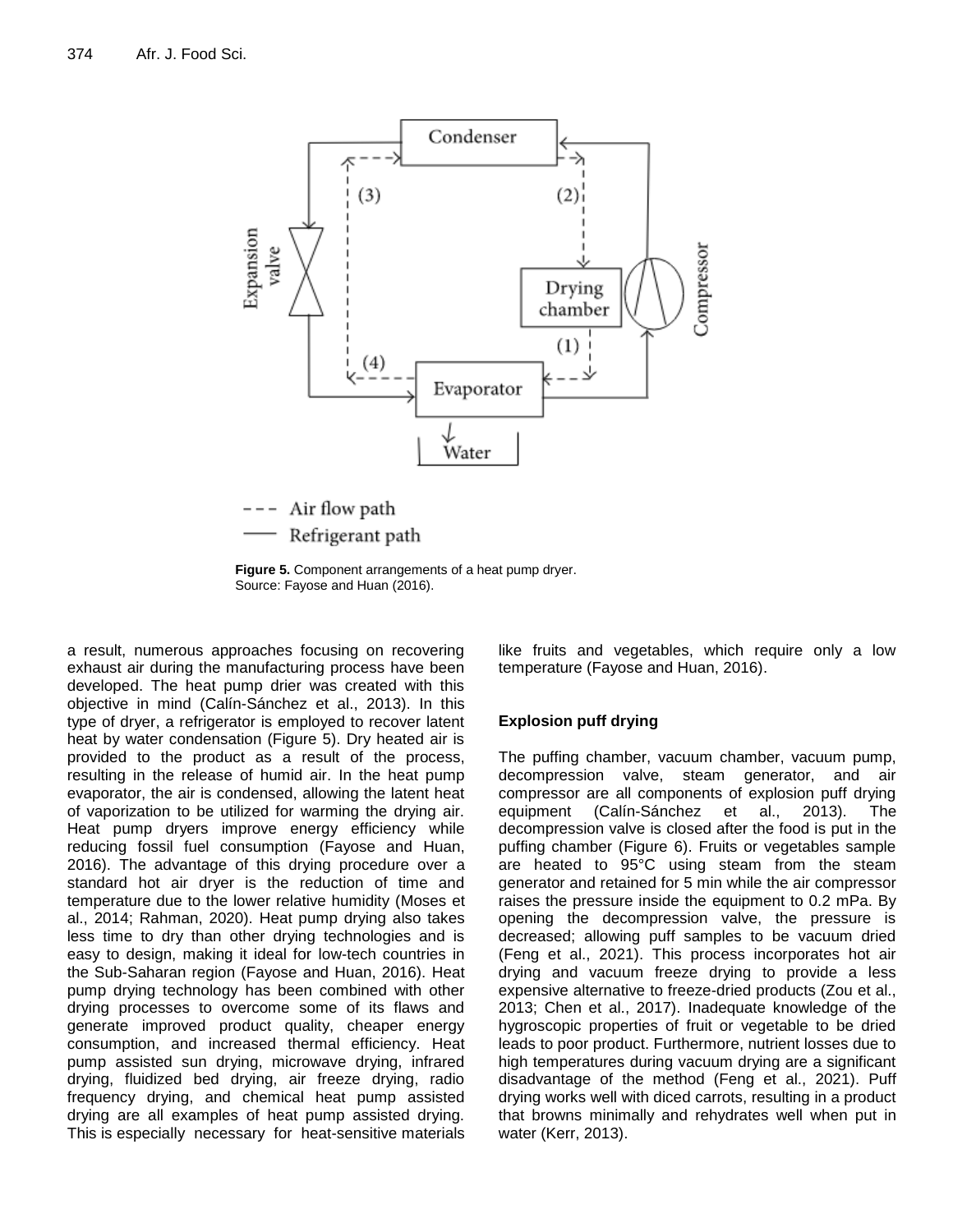Figure 5. Component arrangements of a heat pump dryer.
Source: Fayose and Huan (2016).

a result, numerous approaches focusing on recovering exhaust air during the manufacturing process have been developed. The heat pump drier was created with this objective in mind (Calín-Sánchez et al., 2013). In this type of dryer, a refrigerator is employed to recover latent heat by water condensation (Figure 5). Dry heated air is provided to the product as a result of the process, resulting in the release of humid air. In the heat pump evaporator, the air is condensed, allowing the latent heat of vaporization to be utilized for warming the drying air. Heat pump dryers improve energy efficiency while reducing fossil fuel consumption (Fayose and Huan, 2016). The advantage of this drying procedure over a standard hot air dryer is the reduction of time and temperature due to the lower relative humidity (Moses et al., 2014; Rahman, 2020). Heat pump drying also takes less time to dry than other drying technologies and is easy to design, making it ideal for low-tech countries in the Sub-Saharan region (Fayose and Huan, 2016). Heat pump drying technology has been combined with other drying processes to overcome some of its flaws and generate improved product quality, cheaper energy consumption, and increased thermal efficiency. Heat pump assisted sun drying, microwave drying, infrared drying, fluidized bed drying, air freeze drying, radio frequency drying, and chemical heat pump assisted drying are all examples of heat pump assisted drying. This is especially necessary for heat-sensitive materials like fruits and vegetables, which require only a low temperature (Fayose and Huan, 2016).

## Explosion puff drying

The puffing chamber, vacuum chamber, vacuum pump, decompression valve, steam generator, and air compressor are all components of explosion puff drying equipment (Calín-Sánchez et al., 2013). The decompression valve is closed after the food is put in the puffing chamber (Figure 6). Fruits or vegetables sample are heated to 95°C using steam from the steam generator and retained for 5 min while the air compressor raises the pressure inside the equipment to 0.2 mPa. By opening the decompression valve, the pressure is decreased; allowing puff samples to be vacuum dried (Feng et al., 2021). This process incorporates hot air drying and vacuum freeze drying to provide a less expensive alternative to freeze-dried products (Zou et al., 2013; Chen et al., 2017). Inadequate knowledge of the hygroscopic properties of fruit or vegetable to be dried leads to poor product. Furthermore, nutrient losses due to high temperatures during vacuum drying are a significant disadvantage of the method (Feng et al., 2021). Puff drying works well with diced carrots, resulting in a product that browns minimally and rehydrates well when put in water (Kerr, 2013).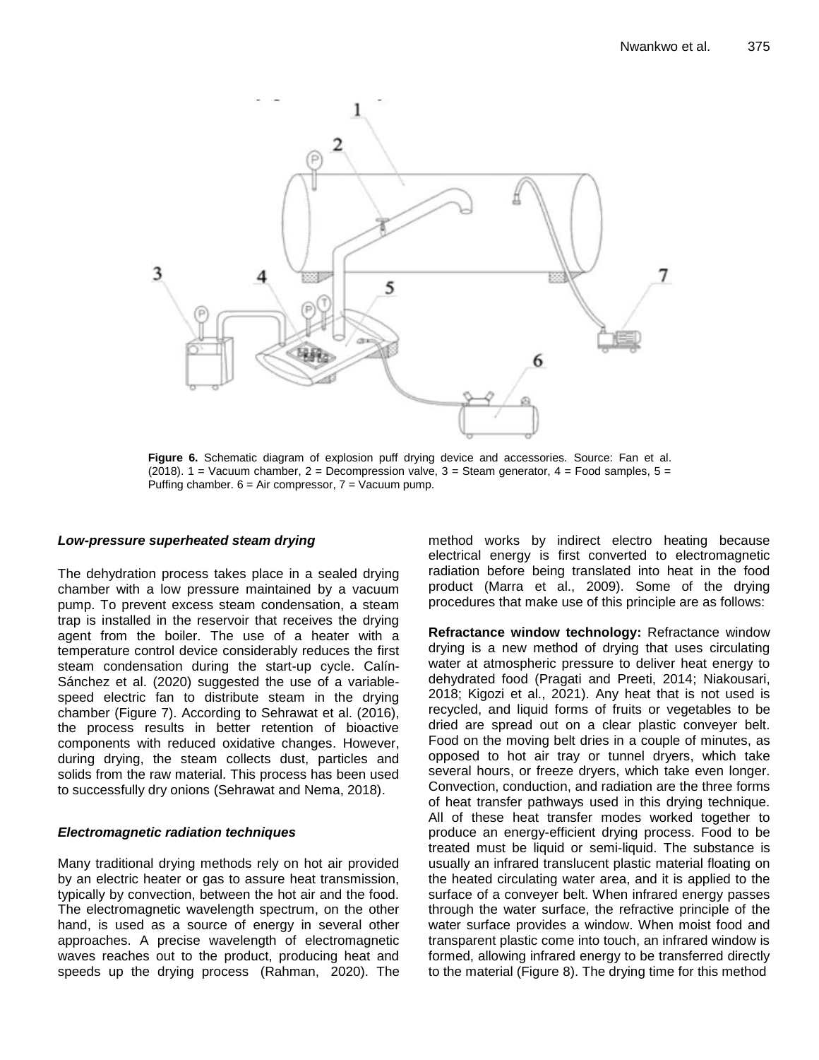**Figure 6.** Schematic diagram of explosion puff drying device and accessories. Source: Fan et al. (2018). 1 = Vacuum chamber, 2 = Decompression valve, 3 = Steam generator, 4 = Food samples, 5 = Puffing chamber. 6 = Air compressor, 7 = Vacuum pump.

### *Low-pressure superheated steam drying*

The dehydration process takes place in a sealed drying chamber with a low pressure maintained by a vacuum pump. To prevent excess steam condensation, a steam trap is installed in the reservoir that receives the drying agent from the boiler. The use of a heater with a temperature control device considerably reduces the first steam condensation during the start-up cycle. Calín-Sánchez et al. (2020) suggested the use of a variable-speed electric fan to distribute steam in the drying chamber (Figure 7). According to Sehrawat et al. (2016), the process results in better retention of bioactive components with reduced oxidative changes. However, during drying, the steam collects dust, particles and solids from the raw material. This process has been used to successfully dry onions (Sehrawat and Nema, 2018).

### *Electromagnetic radiation techniques*

Many traditional drying methods rely on hot air provided by an electric heater or gas to assure heat transmission, typically by convection, between the hot air and the food. The electromagnetic wavelength spectrum, on the other hand, is used as a source of energy in several other approaches. A precise wavelength of electromagnetic waves reaches out to the product, producing heat and speeds up the drying process (Rahman, 2020). The method works by indirect electro heating because electrical energy is first converted to electromagnetic radiation before being translated into heat in the food product (Marra et al., 2009). Some of the drying procedures that make use of this principle are as follows:

**Refractance window technology:** Refractance window drying is a new method of drying that uses circulating water at atmospheric pressure to deliver heat energy to dehydrated food (Pragati and Preeti, 2014; Niakousari, 2018; Kigozi et al., 2021). Any heat that is not used is recycled, and liquid forms of fruits or vegetables to be dried are spread out on a clear plastic conveyer belt. Food on the moving belt dries in a couple of minutes, as opposed to hot air tray or tunnel dryers, which take several hours, or freeze dryers, which take even longer. Convection, conduction, and radiation are the three forms of heat transfer pathways used in this drying technique. All of these heat transfer modes worked together to produce an energy-efficient drying process. Food to be treated must be liquid or semi-liquid. The substance is usually an infrared translucent plastic material floating on the heated circulating water area, and it is applied to the surface of a conveyer belt. When infrared energy passes through the water surface, the refractive principle of the water surface provides a window. When moist food and transparent plastic come into touch, an infrared window is formed, allowing infrared energy to be transferred directly to the material (Figure 8). The drying time for this method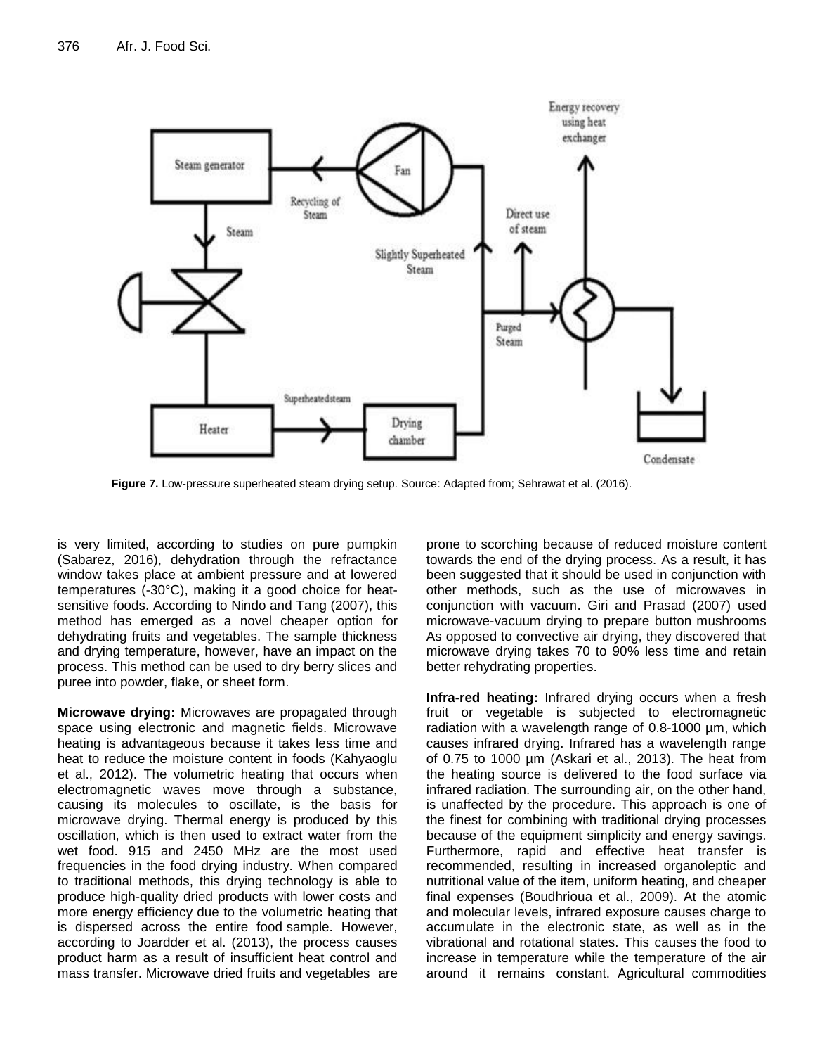**Figure 7.** Low-pressure superheated steam drying setup. Source: Adapted from; Sehrawat et al. (2016).

is very limited, according to studies on pure pumpkin (Sabarez, 2016), dehydration through the refractance window takes place at ambient pressure and at lowered temperatures (-30°C), making it a good choice for heat-sensitive foods. According to Nindo and Tang (2007), this method has emerged as a novel cheaper option for dehydrating fruits and vegetables. The sample thickness and drying temperature, however, have an impact on the process. This method can be used to dry berry slices and puree into powder, flake, or sheet form.

**Microwave drying:** Microwaves are propagated through space using electronic and magnetic fields. Microwave heating is advantageous because it takes less time and heat to reduce the moisture content in foods (Kahyaoglu et al., 2012). The volumetric heating that occurs when electromagnetic waves move through a substance, causing its molecules to oscillate, is the basis for microwave drying. Thermal energy is produced by this oscillation, which is then used to extract water from the wet food. 915 and 2450 MHz are the most used frequencies in the food drying industry. When compared to traditional methods, this drying technology is able to produce high-quality dried products with lower costs and more energy efficiency due to the volumetric heating that is dispersed across the entire food sample. However, according to Joardder et al. (2013), the process causes product harm as a result of insufficient heat control and mass transfer. Microwave dried fruits and vegetables are prone to scorching because of reduced moisture content towards the end of the drying process. As a result, it has been suggested that it should be used in conjunction with other methods, such as the use of microwaves in conjunction with vacuum. Giri and Prasad (2007) used microwave-vacuum drying to prepare button mushrooms As opposed to convective air drying, they discovered that microwave drying takes 70 to 90% less time and retain better rehydrating properties.

**Infra-red heating:** Infrared drying occurs when a fresh fruit or vegetable is subjected to electromagnetic radiation with a wavelength range of 0.8-1000 µm, which causes infrared drying. Infrared has a wavelength range of 0.75 to 1000 µm (Askari et al., 2013). The heat from the heating source is delivered to the food surface via infrared radiation. The surrounding air, on the other hand, is unaffected by the procedure. This approach is one of the finest for combining with traditional drying processes because of the equipment simplicity and energy savings. Furthermore, rapid and effective heat transfer is recommended, resulting in increased organoleptic and nutritional value of the item, uniform heating, and cheaper final expenses (Boudhrioua et al., 2009). At the atomic and molecular levels, infrared exposure causes charge to accumulate in the electronic state, as well as in the vibrational and rotational states. This causes the food to increase in temperature while the temperature of the air around it remains constant. Agricultural commodities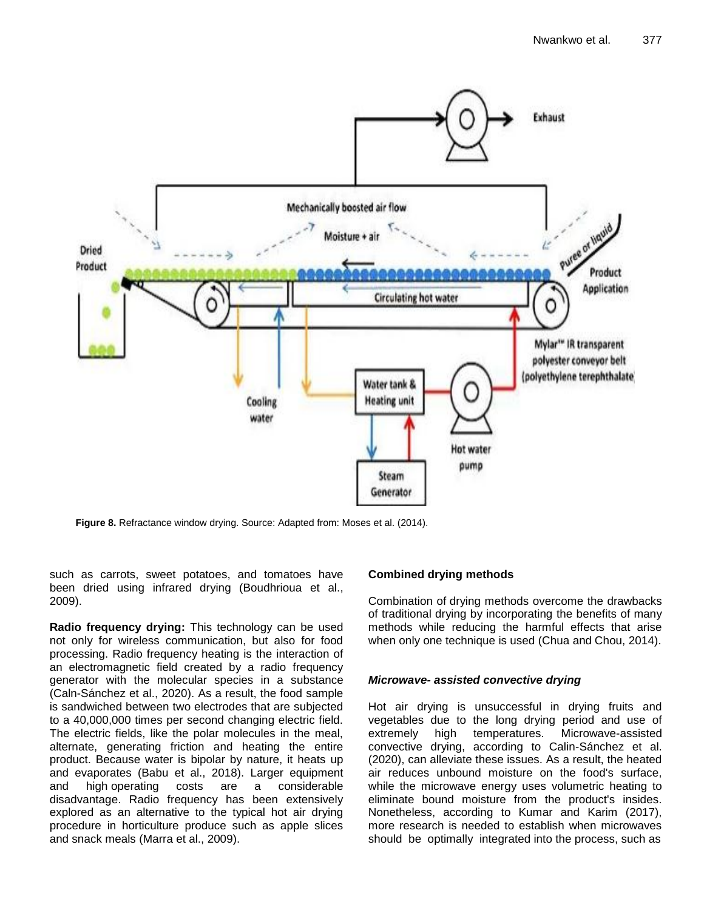**Figure 8.** Refractance window drying. Source: Adapted from: Moses et al. (2014).

such as carrots, sweet potatoes, and tomatoes have been dried using infrared drying (Boudhrioua et al., 2009).

**Radio frequency drying:** This technology can be used not only for wireless communication, but also for food processing. Radio frequency heating is the interaction of an electromagnetic field created by a radio frequency generator with the molecular species in a substance (Caln-Sánchez et al., 2020). As a result, the food sample is sandwiched between two electrodes that are subjected to a 40,000,000 times per second changing electric field. The electric fields, like the polar molecules in the meal, alternate, generating friction and heating the entire product. Because water is bipolar by nature, it heats up and evaporates (Babu et al., 2018). Larger equipment and high operating costs are a considerable disadvantage. Radio frequency has been extensively explored as an alternative to the typical hot air drying procedure in horticulture produce such as apple slices and snack meals (Marra et al., 2009).

## Combined drying methods

Combination of drying methods overcome the drawbacks of traditional drying by incorporating the benefits of many methods while reducing the harmful effects that arise when only one technique is used (Chua and Chou, 2014).

### *Microwave- assisted convective drying*

Hot air drying is unsuccessful in drying fruits and vegetables due to the long drying period and use of extremely high temperatures. Microwave-assisted convective drying, according to Calin-Sánchez et al. (2020), can alleviate these issues. As a result, the heated air reduces unbound moisture on the food's surface, while the microwave energy uses volumetric heating to eliminate bound moisture from the product's insides. Nonetheless, according to Kumar and Karim (2017), more research is needed to establish when microwaves should be optimally integrated into the process, such as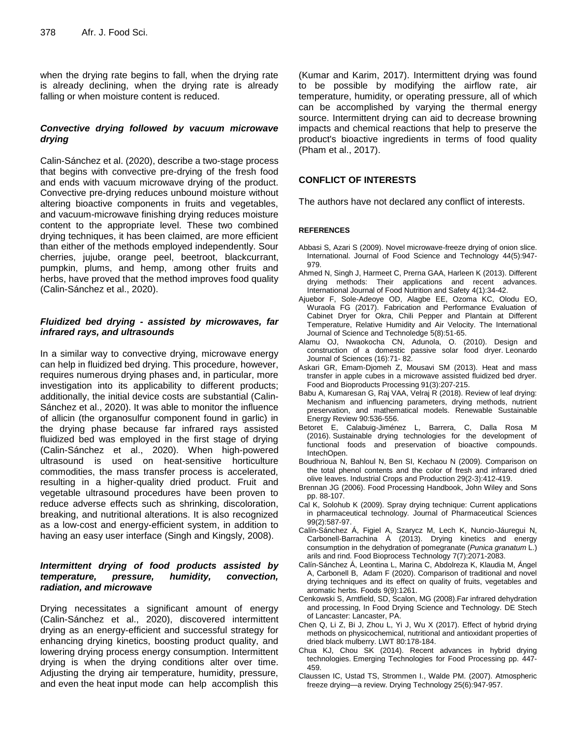when the drying rate begins to fall, when the drying rate is already declining, when the drying rate is already falling or when moisture content is reduced.

### *Convective drying followed by vacuum microwave drying*

Calin-Sánchez et al. (2020), describe a two-stage process that begins with convective pre-drying of the fresh food and ends with vacuum microwave drying of the product. Convective pre-drying reduces unbound moisture without altering bioactive components in fruits and vegetables, and vacuum-microwave finishing drying reduces moisture content to the appropriate level. These two combined drying techniques, it has been claimed, are more efficient than either of the methods employed independently. Sour cherries, jujube, orange peel, beetroot, blackcurrant, pumpkin, plums, and hemp, among other fruits and herbs, have proved that the method improves food quality (Calin-Sánchez et al., 2020).

### *Fluidized bed drying - assisted by microwaves, far infrared rays, and ultrasounds*

In a similar way to convective drying, microwave energy can help in fluidized bed drying. This procedure, however, requires numerous drying phases and, in particular, more investigation into its applicability to different products; additionally, the initial device costs are substantial (Calin-Sánchez et al., 2020). It was able to monitor the influence of allicin (the organosulfur component found in garlic) in the drying phase because far infrared rays assisted fluidized bed was employed in the first stage of drying (Calin-Sánchez et al., 2020). When high-powered ultrasound is used on heat-sensitive horticulture commodities, the mass transfer process is accelerated, resulting in a higher-quality dried product. Fruit and vegetable ultrasound procedures have been proven to reduce adverse effects such as shrinking, discoloration, breaking, and nutritional alterations. It is also recognized as a low-cost and energy-efficient system, in addition to having an easy user interface (Singh and Kingsly, 2008).

### *Intermittent drying of food products assisted by temperature, pressure, humidity, convection, radiation, and microwave*

Drying necessitates a significant amount of energy (Calin-Sánchez et al., 2020), discovered intermittent drying as an energy-efficient and successful strategy for enhancing drying kinetics, boosting product quality, and lowering drying process energy consumption. Intermittent drying is when the drying conditions alter over time. Adjusting the drying air temperature, humidity, pressure, and even the heat input mode can help accomplish this (Kumar and Karim, 2017). Intermittent drying was found to be possible by modifying the airflow rate, air temperature, humidity, or operating pressure, all of which can be accomplished by varying the thermal energy source. Intermittent drying can aid to decrease browning impacts and chemical reactions that help to preserve the product's bioactive ingredients in terms of food quality (Pham et al., 2017).

## CONFLICT OF INTERESTS

The authors have not declared any conflict of interests.

## REFERENCES

Abbasi S, Azari S (2009). Novel microwave-freeze drying of onion slice. International. Journal of Food Science and Technology 44(5):947-979.

Ahmed N, Singh J, Harmeet C, Prerna GAA, Harleen K (2013). Different drying methods: Their applications and recent advances. International Journal of Food Nutrition and Safety 4(1):34-42.

Ajuebor F, Sole-Adeoye OD, Alagbe EE, Ozoma KC, Olodu EO, Wuraola FG (2017). Fabrication and Performance Evaluation of Cabinet Dryer for Okra, Chili Pepper and Plantain at Different Temperature, Relative Humidity and Air Velocity. The International Journal of Science and Technoledge 5(8):51-65.

Alamu OJ, Nwaokocha CN, Adunola, O. (2010). Design and construction of a domestic passive solar food dryer. Leonardo Journal of Sciences (16):71- 82.

Askari GR, Emam-Djomeh Z, Mousavi SM (2013). Heat and mass transfer in apple cubes in a microwave assisted fluidized bed dryer. Food and Bioproducts Processing 91(3):207-215.

Babu A, Kumaresan G, Raj VAA, Velraj R (2018). Review of leaf drying: Mechanism and influencing parameters, drying methods, nutrient preservation, and mathematical models. Renewable Sustainable Energy Review 90:536-556.

Betoret E, Calabuig-Jiménez L, Barrera, C, Dalla Rosa M (2016). Sustainable drying technologies for the development of functional foods and preservation of bioactive compounds. IntechOpen.

Boudhrioua N, Bahloul N, Ben SI, Kechaou N (2009). Comparison on the total phenol contents and the color of fresh and infrared dried olive leaves. Industrial Crops and Production 29(2-3):412-419.

Brennan JG (2006). Food Processing Handbook, John Wiley and Sons pp. 88-107.

Cal K, Solohub K (2009). Spray drying technique: Current applications in pharmaceutical technology. Journal of Pharmaceutical Sciences 99(2):587-97.

Calín-Sánchez Á, Figiel A, Szarycz M, Lech K, Nuncio-Jáuregui N, Carbonell-Barrachina Á (2013). Drying kinetics and energy consumption in the dehydration of pomegranate (*Punica granatum* L.) arils and rind. Food Bioprocess Technology 7(7):2071-2083.

Calín-Sánchez Á, Leontina L, Marina C, Abdolreza K, Klaudia M, Ángel A, Carbonell B, Adam F (2020). Comparison of traditional and novel drying techniques and its effect on quality of fruits, vegetables and aromatic herbs. Foods 9(9):1261.

Cenkowski S, Arntfield, SD, Scalon, MG (2008).Far infrared dehydration and processing, In Food Drying Science and Technology. DE Stech of Lancaster: Lancaster, PA.

Chen Q, Li Z, Bi J, Zhou L, Yi J, Wu X (2017). Effect of hybrid drying methods on physicochemical, nutritional and antioxidant properties of dried black mulberry. LWT 80:178-184.

Chua KJ, Chou SK (2014). Recent advances in hybrid drying technologies. Emerging Technologies for Food Processing pp. 447-459.

Claussen IC, Ustad TS, Strommen I., Walde PM. (2007). Atmospheric freeze drying—a review. Drying Technology 25(6):947-957.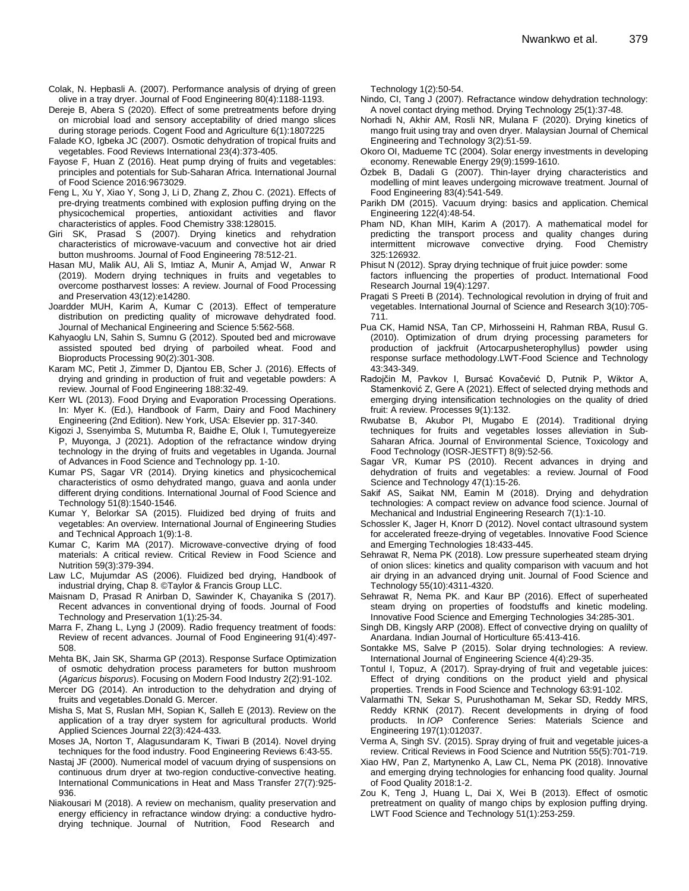Colak, N. Hepbasli A. (2007). Performance analysis of drying of green olive in a tray dryer. Journal of Food Engineering 80(4):1188-1193.

Dereje B, Abera S (2020). Effect of some pretreatments before drying on microbial load and sensory acceptability of dried mango slices during storage periods. Cogent Food and Agriculture 6(1):1807225

Falade KO, Igbeka JC (2007). Osmotic dehydration of tropical fruits and vegetables. Food Reviews International 23(4):373-405.

Fayose F, Huan Z (2016). Heat pump drying of fruits and vegetables: principles and potentials for Sub-Saharan Africa. International Journal of Food Science 2016:9673029.

Feng L, Xu Y, Xiao Y, Song J, Li D, Zhang Z, Zhou C. (2021). Effects of pre-drying treatments combined with explosion puffing drying on the physicochemical properties, antioxidant activities and flavor characteristics of apples. Food Chemistry 338:128015.

Giri SK, Prasad S (2007). Drying kinetics and rehydration characteristics of microwave-vacuum and convective hot air dried button mushrooms. Journal of Food Engineering 78:512-21.

Hasan MU, Malik AU, Ali S, Imtiaz A, Munir A, Amjad W, Anwar R (2019). Modern drying techniques in fruits and vegetables to overcome postharvest losses: A review. Journal of Food Processing and Preservation 43(12):e14280.

Joardder MUH, Karim A, Kumar C (2013). Effect of temperature distribution on predicting quality of microwave dehydrated food. Journal of Mechanical Engineering and Science 5:562-568.

Kahyaoglu LN, Sahin S, Sumnu G (2012). Spouted bed and microwave assisted spouted bed drying of parboiled wheat. Food and Bioproducts Processing 90(2):301-308.

Karam MC, Petit J, Zimmer D, Djantou EB, Scher J. (2016). Effects of drying and grinding in production of fruit and vegetable powders: A review. Journal of Food Engineering 188:32-49.

Kerr WL (2013). Food Drying and Evaporation Processing Operations. In: Myer K. (Ed.), Handbook of Farm, Dairy and Food Machinery Engineering (2nd Edition). New York, USA: Elsevier pp. 317-340.

Kigozi J, Ssenyimba S, Mutumba R, Baidhe E, Oluk I, Tumutegyereize P, Muyonga, J (2021). Adoption of the refractance window drying technology in the drying of fruits and vegetables in Uganda. Journal of Advances in Food Science and Technology pp. 1-10.

Kumar PS, Sagar VR (2014). Drying kinetics and physicochemical characteristics of osmo dehydrated mango, guava and aonla under different drying conditions. International Journal of Food Science and Technology 51(8):1540-1546.

Kumar Y, Belorkar SA (2015). Fluidized bed drying of fruits and vegetables: An overview. International Journal of Engineering Studies and Technical Approach 1(9):1-8.

Kumar C, Karim MA (2017). Microwave-convective drying of food materials: A critical review. Critical Review in Food Science and Nutrition 59(3):379-394.

Law LC, Mujumdar AS (2006). Fluidized bed drying, Handbook of industrial drying, Chap 8. ©Taylor & Francis Group LLC.

Maisnam D, Prasad R Anirban D, Sawinder K, Chayanika S (2017). Recent advances in conventional drying of foods. Journal of Food Technology and Preservation 1(1):25-34.

Marra F, Zhang L, Lyng J (2009). Radio frequency treatment of foods: Review of recent advances. Journal of Food Engineering 91(4):497-508.

Mehta BK, Jain SK, Sharma GP (2013). Response Surface Optimization of osmotic dehydration process parameters for button mushroom (*Agaricus bisporus*). Focusing on Modern Food Industry 2(2):91-102.

Mercer DG (2014). An introduction to the dehydration and drying of fruits and vegetables.Donald G. Mercer.

Misha S, Mat S, Ruslan MH, Sopian K, Salleh E (2013). Review on the application of a tray dryer system for agricultural products. World Applied Sciences Journal 22(3):424-433.

Moses JA, Norton T, Alagusundaram K, Tiwari B (2014). Novel drying techniques for the food industry. Food Engineering Reviews 6:43-55.

Nastaj JF (2000). Numerical model of vacuum drying of suspensions on continuous drum dryer at two-region conductive-convective heating. International Communications in Heat and Mass Transfer 27(7):925-936.

Niakousari M (2018). A review on mechanism, quality preservation and energy efficiency in refractance window drying: a conductive hydro-drying technique. Journal of Nutrition, Food Research and Technology 1(2):50-54.

Nindo, CI, Tang J (2007). Refractance window dehydration technology: A novel contact drying method. Drying Technology 25(1):37-48.

Norhadi N, Akhir AM, Rosli NR, Mulana F (2020). Drying kinetics of mango fruit using tray and oven dryer. Malaysian Journal of Chemical Engineering and Technology 3(2):51-59.

Okoro OI, Madueme TC (2004). Solar energy investments in developing economy. Renewable Energy 29(9):1599-1610.

Özbek B, Dadali G (2007). Thin-layer drying characteristics and modelling of mint leaves undergoing microwave treatment. Journal of Food Engineering 83(4):541-549.

Parikh DM (2015). Vacuum drying: basics and application. Chemical Engineering 122(4):48-54.

Pham ND, Khan MIH, Karim A (2017). A mathematical model for predicting the transport process and quality changes during intermittent microwave convective drying. Food Chemistry 325:126932.

Phisut N (2012). Spray drying technique of fruit juice powder: some factors influencing the properties of product. International Food Research Journal 19(4):1297.

Pragati S Preeti B (2014). Technological revolution in drying of fruit and vegetables. International Journal of Science and Research 3(10):705-711.

Pua CK, Hamid NSA, Tan CP, Mirhosseini H, Rahman RBA, Rusul G. (2010). Optimization of drum drying processing parameters for production of jackfruit (Artocarpusheterophyllus) powder using response surface methodology.LWT-Food Science and Technology 43:343-349.

Radojčin M, Pavkov I, Bursać Kovačević D, Putnik P, Wiktor A, Stamenković Z, Gere A (2021). Effect of selected drying methods and emerging drying intensification technologies on the quality of dried fruit: A review. Processes 9(1):132.

Rwubatse B, Akubor PI, Mugabo E (2014). Traditional drying techniques for fruits and vegetables losses alleviation in Sub-Saharan Africa. Journal of Environmental Science, Toxicology and Food Technology (IOSR-JESTFT) 8(9):52-56.

Sagar VR, Kumar PS (2010). Recent advances in drying and dehydration of fruits and vegetables: a review. Journal of Food Science and Technology 47(1):15-26.

Sakif AS, Saikat NM, Eamin M (2018). Drying and dehydration technologies: A compact review on advance food science. Journal of Mechanical and Industrial Engineering Research 7(1):1-10.

Schossler K, Jager H, Knorr D (2012). Novel contact ultrasound system for accelerated freeze-drying of vegetables. Innovative Food Science and Emerging Technologies 18:433-445.

Sehrawat R, Nema PK (2018). Low pressure superheated steam drying of onion slices: kinetics and quality comparison with vacuum and hot air drying in an advanced drying unit. Journal of Food Science and Technology 55(10):4311-4320.

Sehrawat R, Nema PK. and Kaur BP (2016). Effect of superheated steam drying on properties of foodstuffs and kinetic modeling. Innovative Food Science and Emerging Technologies 34:285-301.

Singh DB, Kingsly ARP (2008). Effect of convective drying on qualilty of Anardana. Indian Journal of Horticulture 65:413-416.

Sontakke MS, Salve P (2015). Solar drying technologies: A review. International Journal of Engineering Science 4(4):29-35.

Tontul I, Topuz, A (2017). Spray-drying of fruit and vegetable juices: Effect of drying conditions on the product yield and physical properties. Trends in Food Science and Technology 63:91-102.

Valarmathi TN, Sekar S, Purushothaman M, Sekar SD, Reddy MRS, Reddy KRNK (2017). Recent developments in drying of food products. In *IOP* Conference Series: Materials Science and Engineering 197(1):012037.

Verma A, Singh SV. (2015). Spray drying of fruit and vegetable juices-a review. Critical Reviews in Food Science and Nutrition 55(5):701-719.

Xiao HW, Pan Z, Martynenko A, Law CL, Nema PK (2018). Innovative and emerging drying technologies for enhancing food quality. Journal of Food Quality 2018:1-2.

Zou K, Teng J, Huang L, Dai X, Wei B (2013). Effect of osmotic pretreatment on quality of mango chips by explosion puffing drying. LWT Food Science and Technology 51(1):253-259.